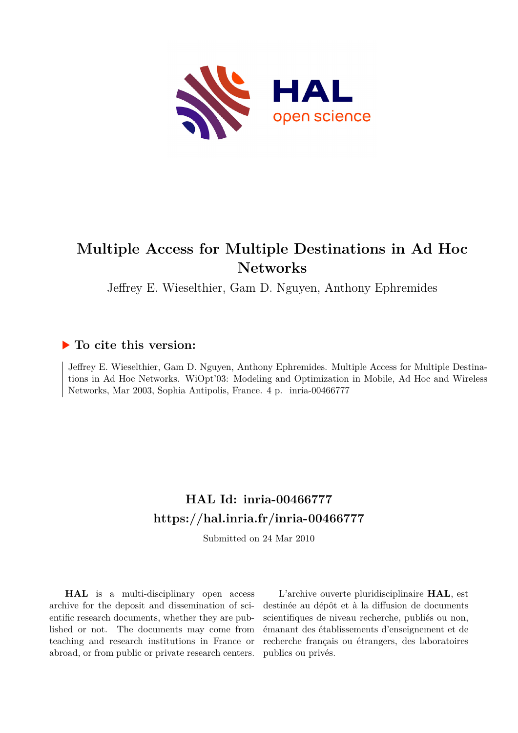# Multiple Access for Multiple Destinations in Ad Hoc Networks

Jeffrey E. Wieselthier, Gam D. Nguyen, Anthony Ephremides

## ▶ To cite this version:

Jeffrey E. Wieselthier, Gam D. Nguyen, Anthony Ephremides. Multiple Access for Multiple Destinations in Ad Hoc Networks. WiOpt'03: Modeling and Optimization in Mobile, Ad Hoc and Wireless Networks, Mar 2003, Sophia Antipolis, France. 4 p. inria-00466777

## HAL Id: inria-00466777
## https://hal.inria.fr/inria-00466777

Submitted on 24 Mar 2010

**HAL** is a multi-disciplinary open access archive for the deposit and dissemination of scientific research documents, whether they are published or not. The documents may come from teaching and research institutions in France or abroad, or from public or private research centers.

L'archive ouverte pluridisciplinaire **HAL**, est destinée au dépôt et à la diffusion de documents scientifiques de niveau recherche, publiés ou non, émanant des établissements d'enseignement et de recherche français ou étrangers, des laboratoires publics ou privés.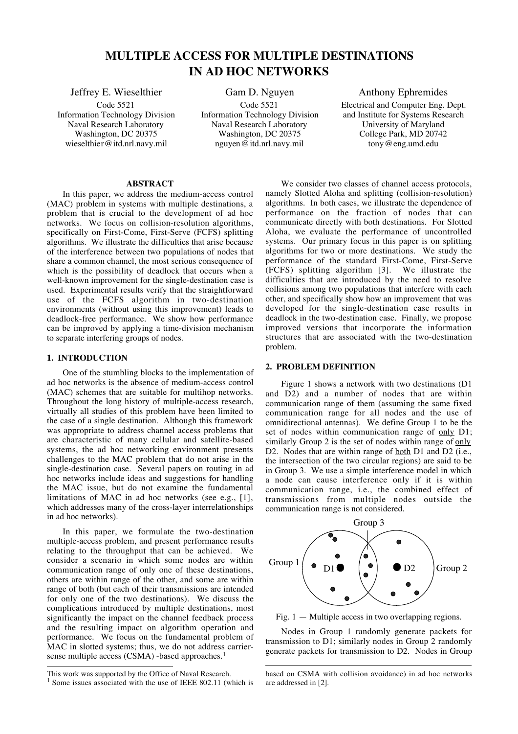# MULTIPLE ACCESS FOR MULTIPLE DESTINATIONS IN AD HOC NETWORKS

Jeffrey E. Wieselthier
Code 5521
Information Technology Division
Naval Research Laboratory
Washington, DC 20375
wieselthier@itd.nrl.navy.mil

Gam D. Nguyen
Code 5521
Information Technology Division
Naval Research Laboratory
Washington, DC 20375
nguyen@itd.nrl.navy.mil

Anthony Ephremides
Electrical and Computer Eng. Dept.
and Institute for Systems Research
University of Maryland
College Park, MD 20742
tony@eng.umd.edu

## ABSTRACT

In this paper, we address the medium-access control (MAC) problem in systems with multiple destinations, a problem that is crucial to the development of ad hoc networks. We focus on collision-resolution algorithms, specifically on First-Come, First-Serve (FCFS) splitting algorithms. We illustrate the difficulties that arise because of the interference between two populations of nodes that share a common channel, the most serious consequence of which is the possibility of deadlock that occurs when a well-known improvement for the single-destination case is used. Experimental results verify that the straightforward use of the FCFS algorithm in two-destination environments (without using this improvement) leads to deadlock-free performance. We show how performance can be improved by applying a time-division mechanism to separate interfering groups of nodes.

## 1. INTRODUCTION

One of the stumbling blocks to the implementation of ad hoc networks is the absence of medium-access control (MAC) schemes that are suitable for multihop networks. Throughout the long history of multiple-access research, virtually all studies of this problem have been limited to the case of a single destination. Although this framework was appropriate to address channel access problems that are characteristic of many cellular and satellite-based systems, the ad hoc networking environment presents challenges to the MAC problem that do not arise in the single-destination case. Several papers on routing in ad hoc networks include ideas and suggestions for handling the MAC issue, but do not examine the fundamental limitations of MAC in ad hoc networks (see e.g., [1], which addresses many of the cross-layer interrelationships in ad hoc networks).

In this paper, we formulate the two-destination multiple-access problem, and present performance results relating to the throughput that can be achieved. We consider a scenario in which some nodes are within communication range of only one of these destinations, others are within range of the other, and some are within range of both (but each of their transmissions are intended for only one of the two destinations). We discuss the complications introduced by multiple destinations, most significantly the impact on the channel feedback process and the resulting impact on algorithm operation and performance. We focus on the fundamental problem of MAC in slotted systems; thus, we do not address carrier-sense multiple access (CSMA) -based approaches.[1]

We consider two classes of channel access protocols, namely Slotted Aloha and splitting (collision-resolution) algorithms. In both cases, we illustrate the dependence of performance on the fraction of nodes that can communicate directly with both destinations. For Slotted Aloha, we evaluate the performance of uncontrolled systems. Our primary focus in this paper is on splitting algorithms for two or more destinations. We study the performance of the standard First-Come, First-Serve (FCFS) splitting algorithm [3]. We illustrate the difficulties that are introduced by the need to resolve collisions among two populations that interfere with each other, and specifically show how an improvement that was developed for the single-destination case results in deadlock in the two-destination case. Finally, we propose improved versions that incorporate the information structures that are associated with the two-destination problem.

## 2. PROBLEM DEFINITION

Figure 1 shows a network with two destinations (D1 and D2) and a number of nodes that are within communication range of them (assuming the same fixed communication range for all nodes and the use of omnidirectional antennas). We define Group 1 to be the set of nodes within communication range of only D1; similarly Group 2 is the set of nodes within range of only D2. Nodes that are within range of both D1 and D2 (i.e., the intersection of the two circular regions) are said to be in Group 3. We use a simple interference model in which a node can cause interference only if it is within communication range, i.e., the combined effect of transmissions from multiple nodes outside the communication range is not considered.

Fig. 1 — Multiple access in two overlapping regions.

Nodes in Group 1 randomly generate packets for transmission to D1; similarly nodes in Group 2 randomly generate packets for transmission to D2. Nodes in Group

---

This work was supported by the Office of Naval Research.

[1] Some issues associated with the use of IEEE 802.11 (which is based on CSMA with collision avoidance) in ad hoc networks are addressed in [2].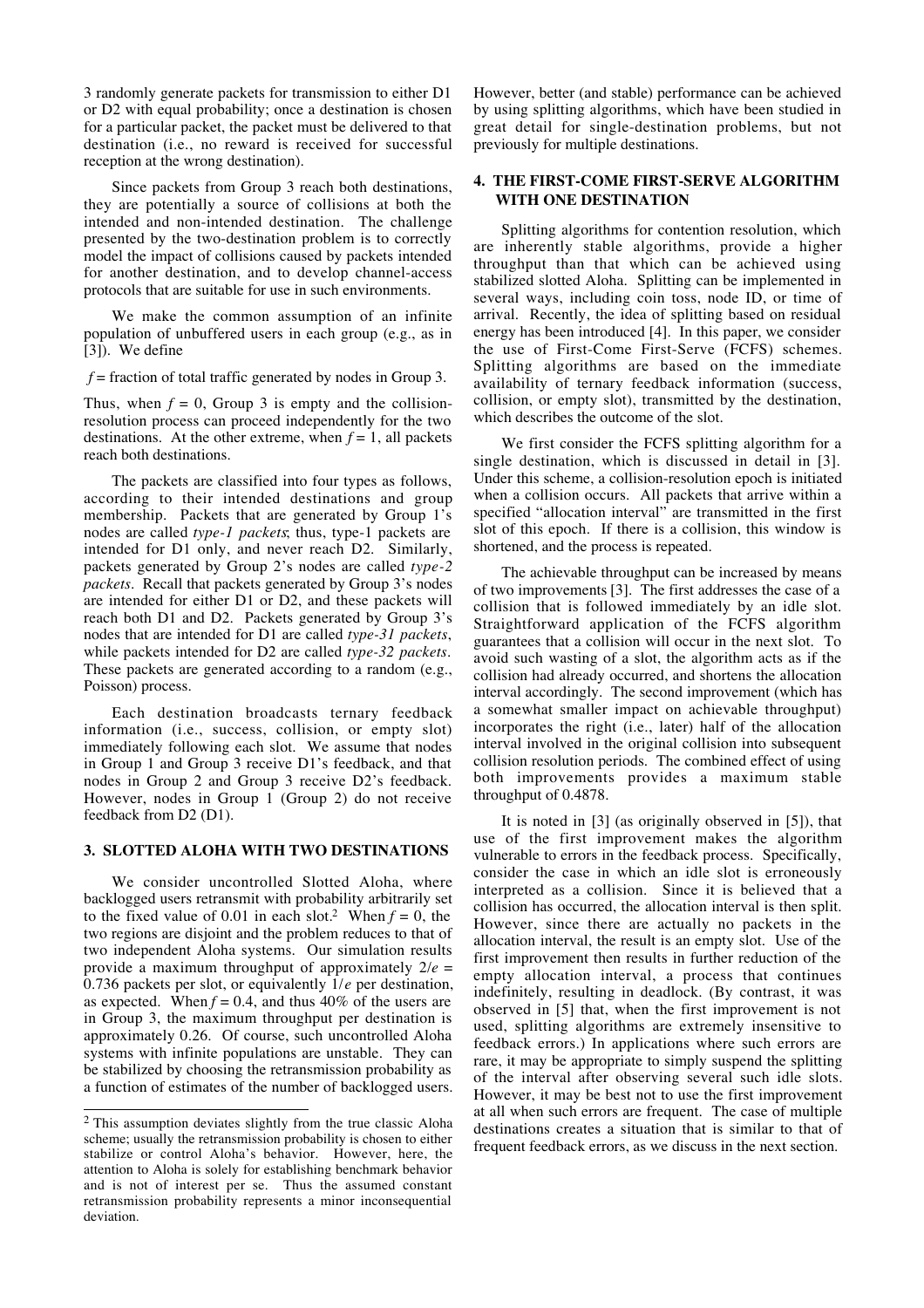3 randomly generate packets for transmission to either D1 or D2 with equal probability; once a destination is chosen for a particular packet, the packet must be delivered to that destination (i.e., no reward is received for successful reception at the wrong destination).

Since packets from Group 3 reach both destinations, they are potentially a source of collisions at both the intended and non-intended destination. The challenge presented by the two-destination problem is to correctly model the impact of collisions caused by packets intended for another destination, and to develop channel-access protocols that are suitable for use in such environments.

We make the common assumption of an infinite population of unbuffered users in each group (e.g., as in [3]). We define

$f$ = fraction of total traffic generated by nodes in Group 3.

Thus, when $f = 0$, Group 3 is empty and the collision-resolution process can proceed independently for the two destinations. At the other extreme, when $f = 1$, all packets reach both destinations.

The packets are classified into four types as follows, according to their intended destinations and group membership. Packets that are generated by Group 1's nodes are called *type-1 packets*; thus, type-1 packets are intended for D1 only, and never reach D2. Similarly, packets generated by Group 2's nodes are called *type-2 packets*. Recall that packets generated by Group 3's nodes are intended for either D1 or D2, and these packets will reach both D1 and D2. Packets generated by Group 3's nodes that are intended for D1 are called *type-31 packets*, while packets intended for D2 are called *type-32 packets*. These packets are generated according to a random (e.g., Poisson) process.

Each destination broadcasts ternary feedback information (i.e., success, collision, or empty slot) immediately following each slot. We assume that nodes in Group 1 and Group 3 receive D1's feedback, and that nodes in Group 2 and Group 3 receive D2's feedback. However, nodes in Group 1 (Group 2) do not receive feedback from D2 (D1).

## 3. SLOTTED ALOHA WITH TWO DESTINATIONS

We consider uncontrolled Slotted Aloha, where backlogged users retransmit with probability arbitrarily set to the fixed value of 0.01 in each slot.[2] When $f = 0$, the two regions are disjoint and the problem reduces to that of two independent Aloha systems. Our simulation results provide a maximum throughput of approximately $2/e$ = 0.736 packets per slot, or equivalently $1/e$ per destination, as expected. When $f = 0.4$, and thus 40% of the users are in Group 3, the maximum throughput per destination is approximately 0.26. Of course, such uncontrolled Aloha systems with infinite populations are unstable. They can be stabilized by choosing the retransmission probability as a function of estimates of the number of backlogged users. However, better (and stable) performance can be achieved by using splitting algorithms, which have been studied in great detail for single-destination problems, but not previously for multiple destinations.

[2] This assumption deviates slightly from the true classic Aloha scheme; usually the retransmission probability is chosen to either stabilize or control Aloha's behavior. However, here, the attention to Aloha is solely for establishing benchmark behavior and is not of interest per se. Thus the assumed constant retransmission probability represents a minor inconsequential deviation.

## 4. THE FIRST-COME FIRST-SERVE ALGORITHM WITH ONE DESTINATION

Splitting algorithms for contention resolution, which are inherently stable algorithms, provide a higher throughput than that which can be achieved using stabilized slotted Aloha. Splitting can be implemented in several ways, including coin toss, node ID, or time of arrival. Recently, the idea of splitting based on residual energy has been introduced [4]. In this paper, we consider the use of First-Come First-Serve (FCFS) schemes. Splitting algorithms are based on the immediate availability of ternary feedback information (success, collision, or empty slot), transmitted by the destination, which describes the outcome of the slot.

We first consider the FCFS splitting algorithm for a single destination, which is discussed in detail in [3]. Under this scheme, a collision-resolution epoch is initiated when a collision occurs. All packets that arrive within a specified "allocation interval" are transmitted in the first slot of this epoch. If there is a collision, this window is shortened, and the process is repeated.

The achievable throughput can be increased by means of two improvements [3]. The first addresses the case of a collision that is followed immediately by an idle slot. Straightforward application of the FCFS algorithm guarantees that a collision will occur in the next slot. To avoid such wasting of a slot, the algorithm acts as if the collision had already occurred, and shortens the allocation interval accordingly. The second improvement (which has a somewhat smaller impact on achievable throughput) incorporates the right (i.e., later) half of the allocation interval involved in the original collision into subsequent collision resolution periods. The combined effect of using both improvements provides a maximum stable throughput of 0.4878.

It is noted in [3] (as originally observed in [5]), that use of the first improvement makes the algorithm vulnerable to errors in the feedback process. Specifically, consider the case in which an idle slot is erroneously interpreted as a collision. Since it is believed that a collision has occurred, the allocation interval is then split. However, since there are actually no packets in the allocation interval, the result is an empty slot. Use of the first improvement then results in further reduction of the empty allocation interval, a process that continues indefinitely, resulting in deadlock. (By contrast, it was observed in [5] that, when the first improvement is not used, splitting algorithms are extremely insensitive to feedback errors.) In applications where such errors are rare, it may be appropriate to simply suspend the splitting of the interval after observing several such idle slots. However, it may be best not to use the first improvement at all when such errors are frequent. The case of multiple destinations creates a situation that is similar to that of frequent feedback errors, as we discuss in the next section.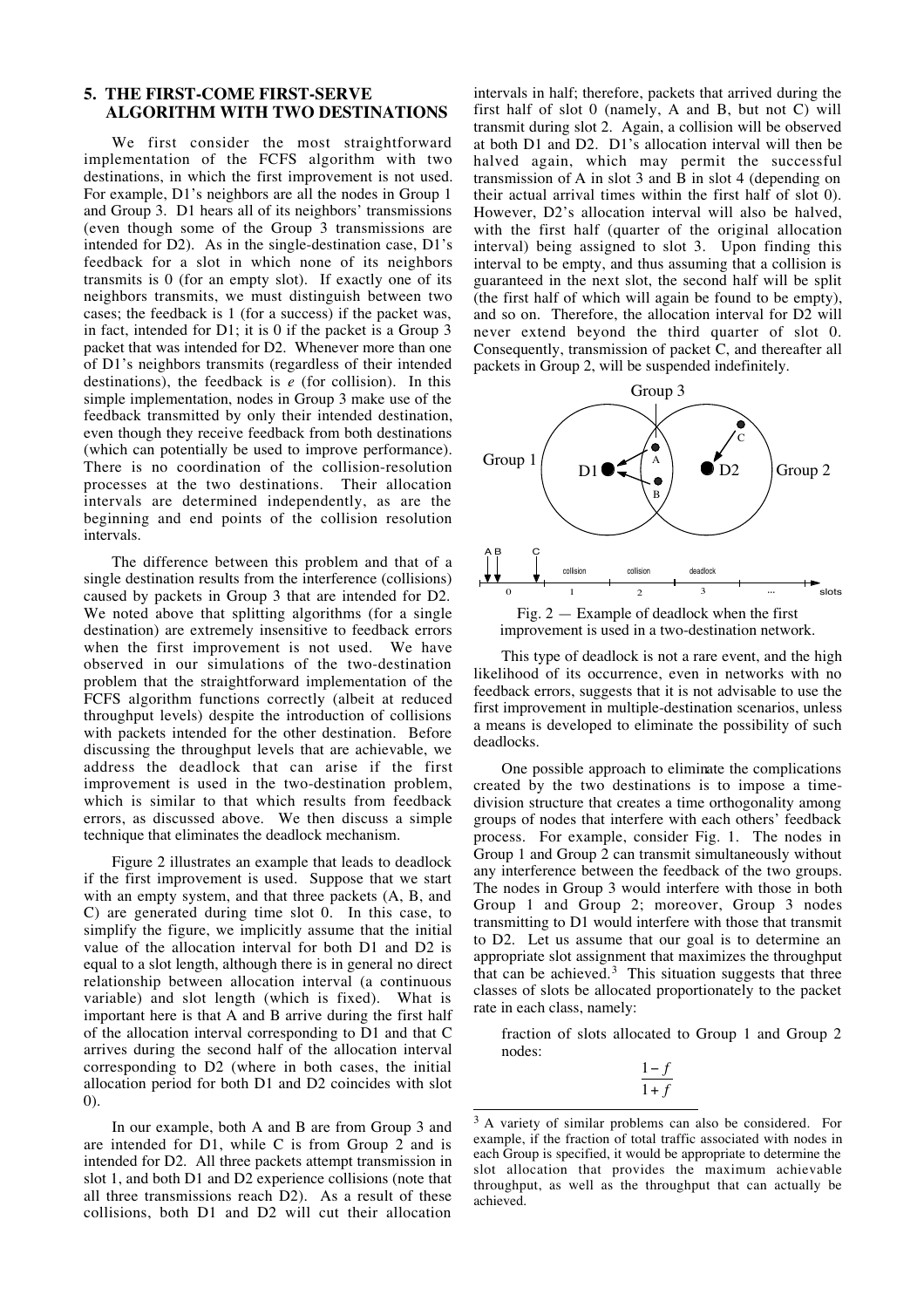## 5. THE FIRST-COME FIRST-SERVE ALGORITHM WITH TWO DESTINATIONS

We first consider the most straightforward implementation of the FCFS algorithm with two destinations, in which the first improvement is not used. For example, D1's neighbors are all the nodes in Group 1 and Group 3. D1 hears all of its neighbors' transmissions (even though some of the Group 3 transmissions are intended for D2). As in the single-destination case, D1's feedback for a slot in which none of its neighbors transmits is 0 (for an empty slot). If exactly one of its neighbors transmits, we must distinguish between two cases; the feedback is 1 (for a success) if the packet was, in fact, intended for D1; it is 0 if the packet is a Group 3 packet that was intended for D2. Whenever more than one of D1's neighbors transmits (regardless of their intended destinations), the feedback is *e* (for collision). In this simple implementation, nodes in Group 3 make use of the feedback transmitted by only their intended destination, even though they receive feedback from both destinations (which can potentially be used to improve performance). There is no coordination of the collision-resolution processes at the two destinations. Their allocation intervals are determined independently, as are the beginning and end points of the collision resolution intervals.

The difference between this problem and that of a single destination results from the interference (collisions) caused by packets in Group 3 that are intended for D2. We noted above that splitting algorithms (for a single destination) are extremely insensitive to feedback errors when the first improvement is not used. We have observed in our simulations of the two-destination problem that the straightforward implementation of the FCFS algorithm functions correctly (albeit at reduced throughput levels) despite the introduction of collisions with packets intended for the other destination. Before discussing the throughput levels that are achievable, we address the deadlock that can arise if the first improvement is used in the two-destination problem, which is similar to that which results from feedback errors, as discussed above. We then discuss a simple technique that eliminates the deadlock mechanism.

Figure 2 illustrates an example that leads to deadlock if the first improvement is used. Suppose that we start with an empty system, and that three packets (A, B, and C) are generated during time slot 0. In this case, to simplify the figure, we implicitly assume that the initial value of the allocation interval for both D1 and D2 is equal to a slot length, although there is in general no direct relationship between allocation interval (a continuous variable) and slot length (which is fixed). What is important here is that A and B arrive during the first half of the allocation interval corresponding to D1 and that C arrives during the second half of the allocation interval corresponding to D2 (where in both cases, the initial allocation period for both D1 and D2 coincides with slot 0).

In our example, both A and B are from Group 3 and are intended for D1, while C is from Group 2 and is intended for D2. All three packets attempt transmission in slot 1, and both D1 and D2 experience collisions (note that all three transmissions reach D2). As a result of these collisions, both D1 and D2 will cut their allocation intervals in half; therefore, packets that arrived during the first half of slot 0 (namely, A and B, but not C) will transmit during slot 2. Again, a collision will be observed at both D1 and D2. D1's allocation interval will then be halved again, which may permit the successful transmission of A in slot 3 and B in slot 4 (depending on their actual arrival times within the first half of slot 0). However, D2's allocation interval will also be halved, with the first half (quarter of the original allocation interval) being assigned to slot 3. Upon finding this interval to be empty, and thus assuming that a collision is guaranteed in the next slot, the second half will be split (the first half of which will again be found to be empty), and so on. Therefore, the allocation interval for D2 will never extend beyond the third quarter of slot 0. Consequently, transmission of packet C, and thereafter all packets in Group 2, will be suspended indefinitely.

Fig. 2 — Example of deadlock when the first improvement is used in a two-destination network.

This type of deadlock is not a rare event, and the high likelihood of its occurrence, even in networks with no feedback errors, suggests that it is not advisable to use the first improvement in multiple-destination scenarios, unless a means is developed to eliminate the possibility of such deadlocks.

One possible approach to eliminate the complications created by the two destinations is to impose a time-division structure that creates a time orthogonality among groups of nodes that interfere with each others' feedback process. For example, consider Fig. 1. The nodes in Group 1 and Group 2 can transmit simultaneously without any interference between the feedback of the two groups. The nodes in Group 3 would interfere with those in both Group 1 and Group 2; moreover, Group 3 nodes transmitting to D1 would interfere with those that transmit to D2. Let us assume that our goal is to determine an appropriate slot assignment that maximizes the throughput that can be achieved.[3] This situation suggests that three classes of slots be allocated proportionately to the packet rate in each class, namely:

fraction of slots allocated to Group 1 and Group 2 nodes:

$$\frac{1-f}{1+f}$$

[3] A variety of similar problems can also be considered. For example, if the fraction of total traffic associated with nodes in each Group is specified, it would be appropriate to determine the slot allocation that provides the maximum achievable throughput, as well as the throughput that can actually be achieved.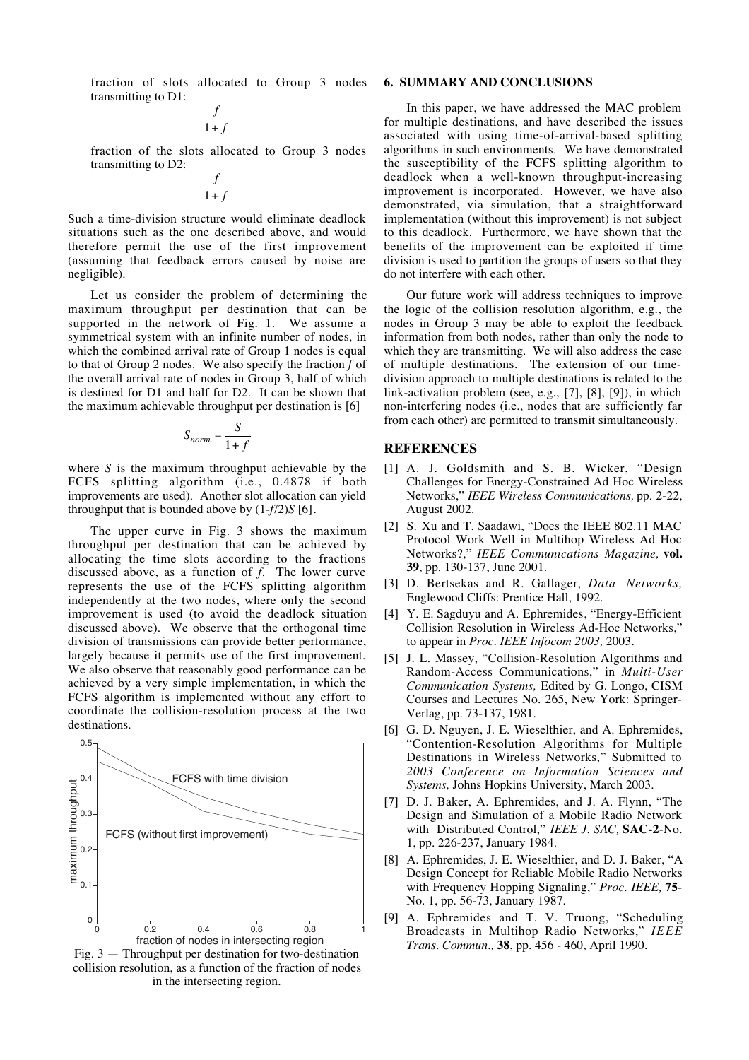fraction of slots allocated to Group 3 nodes transmitting to D1:

$$\frac{f}{1+f}$$

fraction of the slots allocated to Group 3 nodes transmitting to D2:

$$\frac{f}{1+f}$$

Such a time-division structure would eliminate deadlock situations such as the one described above, and would therefore permit the use of the first improvement (assuming that feedback errors caused by noise are negligible).

Let us consider the problem of determining the maximum throughput per destination that can be supported in the network of Fig. 1. We assume a symmetrical system with an infinite number of nodes, in which the combined arrival rate of Group 1 nodes is equal to that of Group 2 nodes. We also specify the fraction $f$ of the overall arrival rate of nodes in Group 3, half of which is destined for D1 and half for D2. It can be shown that the maximum achievable throughput per destination is [6]

$$S_{norm} = \frac{S}{1+f}$$

where $S$ is the maximum throughput achievable by the FCFS splitting algorithm (i.e., 0.4878 if both improvements are used). Another slot allocation can yield throughput that is bounded above by $(1-f/2)S$ [6].

The upper curve in Fig. 3 shows the maximum throughput per destination that can be achieved by allocating the time slots according to the fractions discussed above, as a function of $f$. The lower curve represents the use of the FCFS splitting algorithm independently at the two nodes, where only the second improvement is used (to avoid the deadlock situation discussed above). We observe that the orthogonal time division of transmissions can provide better performance, largely because it permits use of the first improvement. We also observe that reasonably good performance can be achieved by a very simple implementation, in which the FCFS algorithm is implemented without any effort to coordinate the collision-resolution process at the two destinations.

maximum throughput
0.5
0.4
0.3
0.2
0.1
0
0
0.2
0.4
0.6
0.8
1
fraction of nodes in intersecting region
FCFS with time division
FCFS (without first improvement)

Fig. 3 — Throughput per destination for two-destination collision resolution, as a function of the fraction of nodes in the intersecting region.

## 6. SUMMARY AND CONCLUSIONS

In this paper, we have addressed the MAC problem for multiple destinations, and have described the issues associated with using time-of-arrival-based splitting algorithms in such environments. We have demonstrated the susceptibility of the FCFS splitting algorithm to deadlock when a well-known throughput-increasing improvement is incorporated. However, we have also demonstrated, via simulation, that a straightforward implementation (without this improvement) is not subject to this deadlock. Furthermore, we have shown that the benefits of the improvement can be exploited if time division is used to partition the groups of users so that they do not interfere with each other.

Our future work will address techniques to improve the logic of the collision resolution algorithm, e.g., the nodes in Group 3 may be able to exploit the feedback information from both nodes, rather than only the node to which they are transmitting. We will also address the case of multiple destinations. The extension of our time-division approach to multiple destinations is related to the link-activation problem (see, e.g., [7], [8], [9]), in which non-interfering nodes (i.e., nodes that are sufficiently far from each other) are permitted to transmit simultaneously.

## REFERENCES

[1] A. J. Goldsmith and S. B. Wicker, "Design Challenges for Energy-Constrained Ad Hoc Wireless Networks," *IEEE Wireless Communications,* pp. 2-22, August 2002.

[2] S. Xu and T. Saadawi, "Does the IEEE 802.11 MAC Protocol Work Well in Multihop Wireless Ad Hoc Networks?," *IEEE Communications Magazine,* **vol. 39**, pp. 130-137, June 2001.

[3] D. Bertsekas and R. Gallager, *Data Networks,* Englewood Cliffs: Prentice Hall, 1992.

[4] Y. E. Sagduyu and A. Ephremides, "Energy-Efficient Collision Resolution in Wireless Ad-Hoc Networks," to appear in *Proc. IEEE Infocom 2003,* 2003.

[5] J. L. Massey, "Collision-Resolution Algorithms and Random-Access Communications," in *Multi-User Communication Systems,* Edited by G. Longo, CISM Courses and Lectures No. 265, New York: Springer-Verlag, pp. 73-137, 1981.

[6] G. D. Nguyen, J. E. Wieselthier, and A. Ephremides, "Contention-Resolution Algorithms for Multiple Destinations in Wireless Networks," Submitted to *2003 Conference on Information Sciences and Systems,* Johns Hopkins University, March 2003.

[7] D. J. Baker, A. Ephremides, and J. A. Flynn, "The Design and Simulation of a Mobile Radio Network with Distributed Control," *IEEE J. SAC,* **SAC-2**-No. 1, pp. 226-237, January 1984.

[8] A. Ephremides, J. E. Wieselthier, and D. J. Baker, "A Design Concept for Reliable Mobile Radio Networks with Frequency Hopping Signaling," *Proc. IEEE,* **75**-No. 1, pp. 56-73, January 1987.

[9] A. Ephremides and T. V. Truong, "Scheduling Broadcasts in Multihop Radio Networks," *IEEE Trans. Commun.,* **38**, pp. 456 - 460, April 1990.